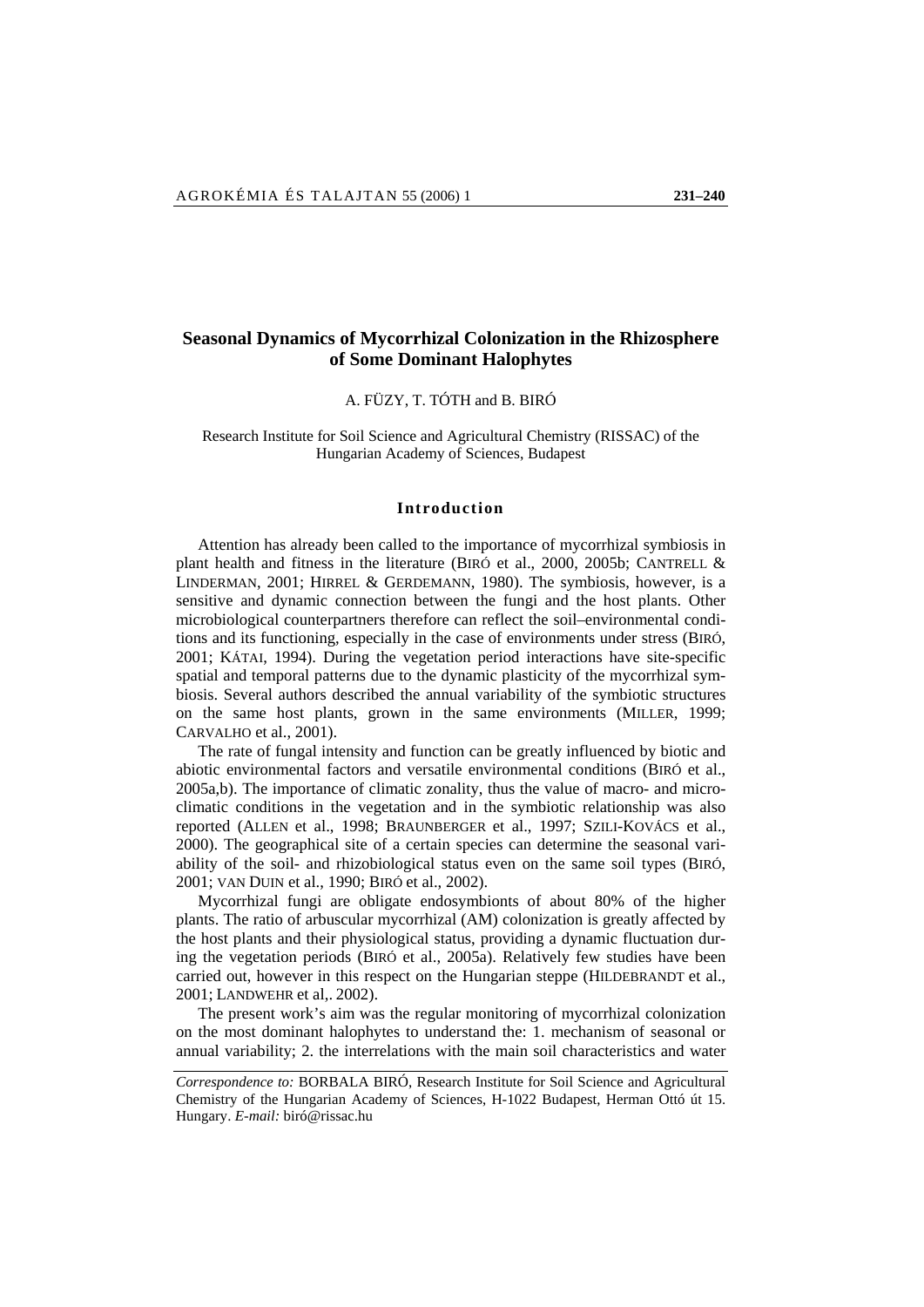# Seasonal Dynamics of Mycorrhizal Colonization in the Rhizosphere of Some Dominant Halophytes

A. FÜZY, T. TÓTH and B. BIRÓ

Research Institute for Soil Science and Agricultural Chemistry (RISSAC) of the Hungarian Academy of Sciences, Budapest

## Introduction

Attention has already been called to the importance of mycorrhizal symbiosis in plant health and fitness in the literature (BIRÓ et al., 2000, 2005b; CANTRELL & LINDERMAN, 2001; HIRREL & GERDEMANN, 1980). The symbiosis, however, is a sensitive and dynamic connection between the fungi and the host plants. Other microbiological counterpartners therefore can reflect the soil–environmental conditions and its functioning, especially in the case of environments under stress (BIRÓ, 2001; KÁTAI, 1994). During the vegetation period interactions have site-specific spatial and temporal patterns due to the dynamic plasticity of the mycorrhizal symbiosis. Several authors described the annual variability of the symbiotic structures on the same host plants, grown in the same environments (MILLER, 1999; CARVALHO et al., 2001).

The rate of fungal intensity and function can be greatly influenced by biotic and abiotic environmental factors and versatile environmental conditions (BIRÓ et al., 2005a,b). The importance of climatic zonality, thus the value of macro- and microclimatic conditions in the vegetation and in the symbiotic relationship was also reported (ALLEN et al., 1998; BRAUNBERGER et al., 1997; SZILI-KOVÁCS et al., 2000). The geographical site of a certain species can determine the seasonal variability of the soil- and rhizobiological status even on the same soil types (BIRÓ, 2001; VAN DUIN et al., 1990; BIRÓ et al., 2002).

Mycorrhizal fungi are obligate endosymbionts of about 80% of the higher plants. The ratio of arbuscular mycorrhizal (AM) colonization is greatly affected by the host plants and their physiological status, providing a dynamic fluctuation during the vegetation periods (BIRÓ et al., 2005a). Relatively few studies have been carried out, however in this respect on the Hungarian steppe (HILDEBRANDT et al., 2001; LANDWEHR et al,. 2002).

The present work's aim was the regular monitoring of mycorrhizal colonization on the most dominant halophytes to understand the: 1. mechanism of seasonal or annual variability; 2. the interrelations with the main soil characteristics and water

*Correspondence to:* BORBALA BIRÓ, Research Institute for Soil Science and Agricultural Chemistry of the Hungarian Academy of Sciences, H-1022 Budapest, Herman Ottó út 15. Hungary. *E-mail:* biró@rissac.hu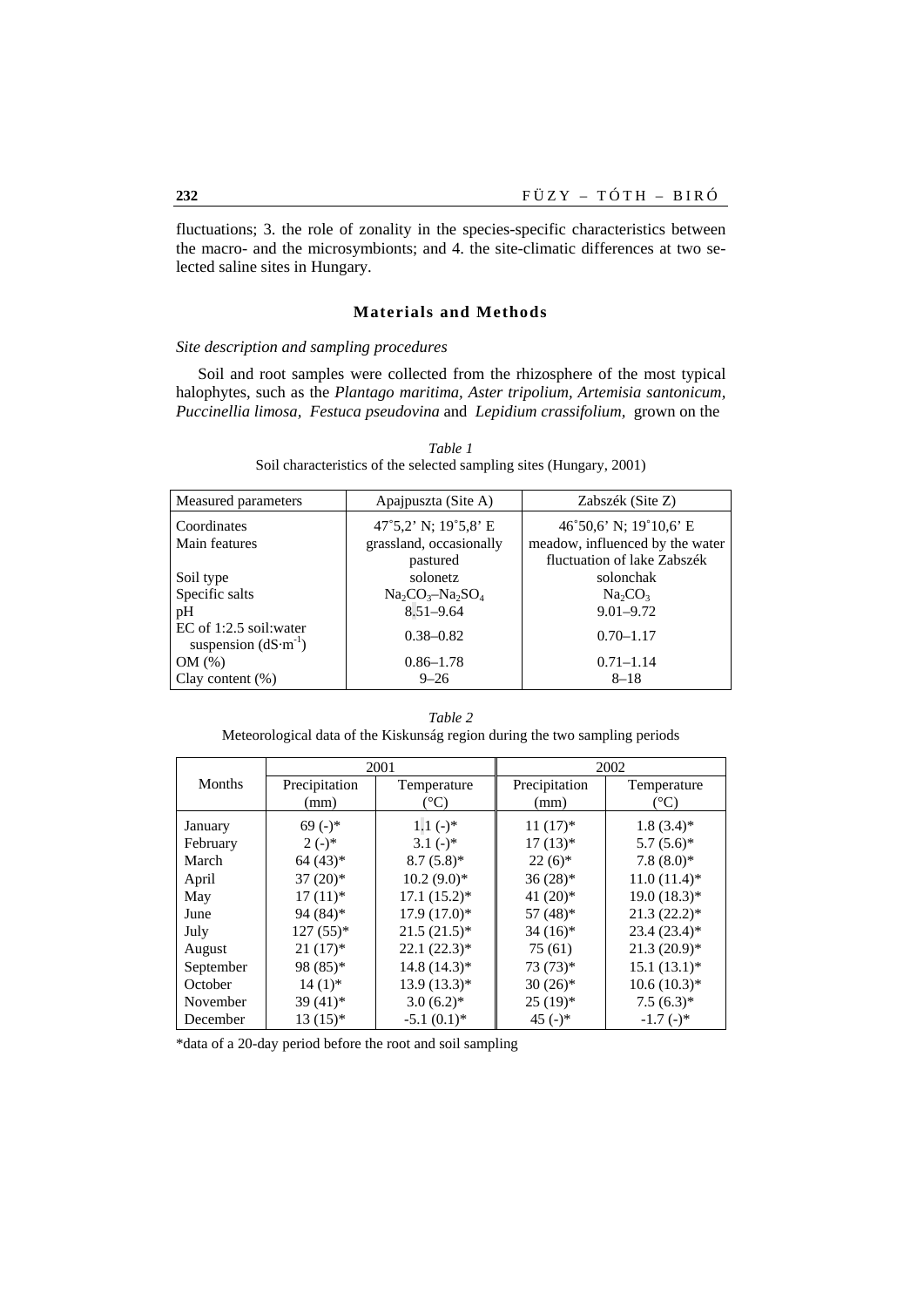fluctuations; 3. the role of zonality in the species-specific characteristics between the macro- and the microsymbionts; and 4. the site-climatic differences at two selected saline sites in Hungary.

## Materials and Methods

### *Site description and sampling procedures*

Soil and root samples were collected from the rhizosphere of the most typical halophytes, such as the *Plantago maritima, Aster tripolium, Artemisia santonicum, Puccinellia limosa, Festuca pseudovina* and *Lepidium crassifolium,* grown on the

*Table 1*
Soil characteristics of the selected sampling sites (Hungary, 2001)

| Measured parameters | Apajpuszta (Site A) | Zabszék (Site Z) |
|---|---|---|
| Coordinates | 47˚5,2' N; 19˚5,8' E | 46˚50,6' N; 19˚10,6' E |
| Main features | grassland, occasionally pastured | meadow, influenced by the water fluctuation of lake Zabszék |
| Soil type | solonetz | solonchak |
| Specific salts | $Na_2CO_3$–$Na_2SO_4$ | $Na_2CO_3$ |
| pH | 8.51–9.64 | 9.01–9.72 |
| EC of 1:2.5 soil:water suspension ($dS{\cdot}m^{-1}$) | 0.38–0.82 | 0.70–1.17 |
| OM (%) | 0.86–1.78 | 0.71–1.14 |
| Clay content (%) | 9–26 | 8–18 |

*Table 2*
Meteorological data of the Kiskunság region during the two sampling periods

| Months | 2001 | | 2002 | |
|---|---|---|---|---|
| | Precipitation (mm) | Temperature (°C) | Precipitation (mm) | Temperature (°C) |
| January | 69 (-)* | 1.1 (-)* | 11 (17)* | 1.8 (3.4)* |
| February | 2 (-)* | 3.1 (-)* | 17 (13)* | 5.7 (5.6)* |
| March | 64 (43)* | 8.7 (5.8)* | 22 (6)* | 7.8 (8.0)* |
| April | 37 (20)* | 10.2 (9.0)* | 36 (28)* | 11.0 (11.4)* |
| May | 17 (11)* | 17.1 (15.2)* | 41 (20)* | 19.0 (18.3)* |
| June | 94 (84)* | 17.9 (17.0)* | 57 (48)* | 21.3 (22.2)* |
| July | 127 (55)* | 21.5 (21.5)* | 34 (16)* | 23.4 (23.4)* |
| August | 21 (17)* | 22.1 (22.3)* | 75 (61) | 21.3 (20.9)* |
| September | 98 (85)* | 14.8 (14.3)* | 73 (73)* | 15.1 (13.1)* |
| October | 14 (1)* | 13.9 (13.3)* | 30 (26)* | 10.6 (10.3)* |
| November | 39 (41)* | 3.0 (6.2)* | 25 (19)* | 7.5 (6.3)* |
| December | 13 (15)* | -5.1 (0.1)* | 45 (-)* | -1.7 (-)* |

*data of a 20-day period before the root and soil sampling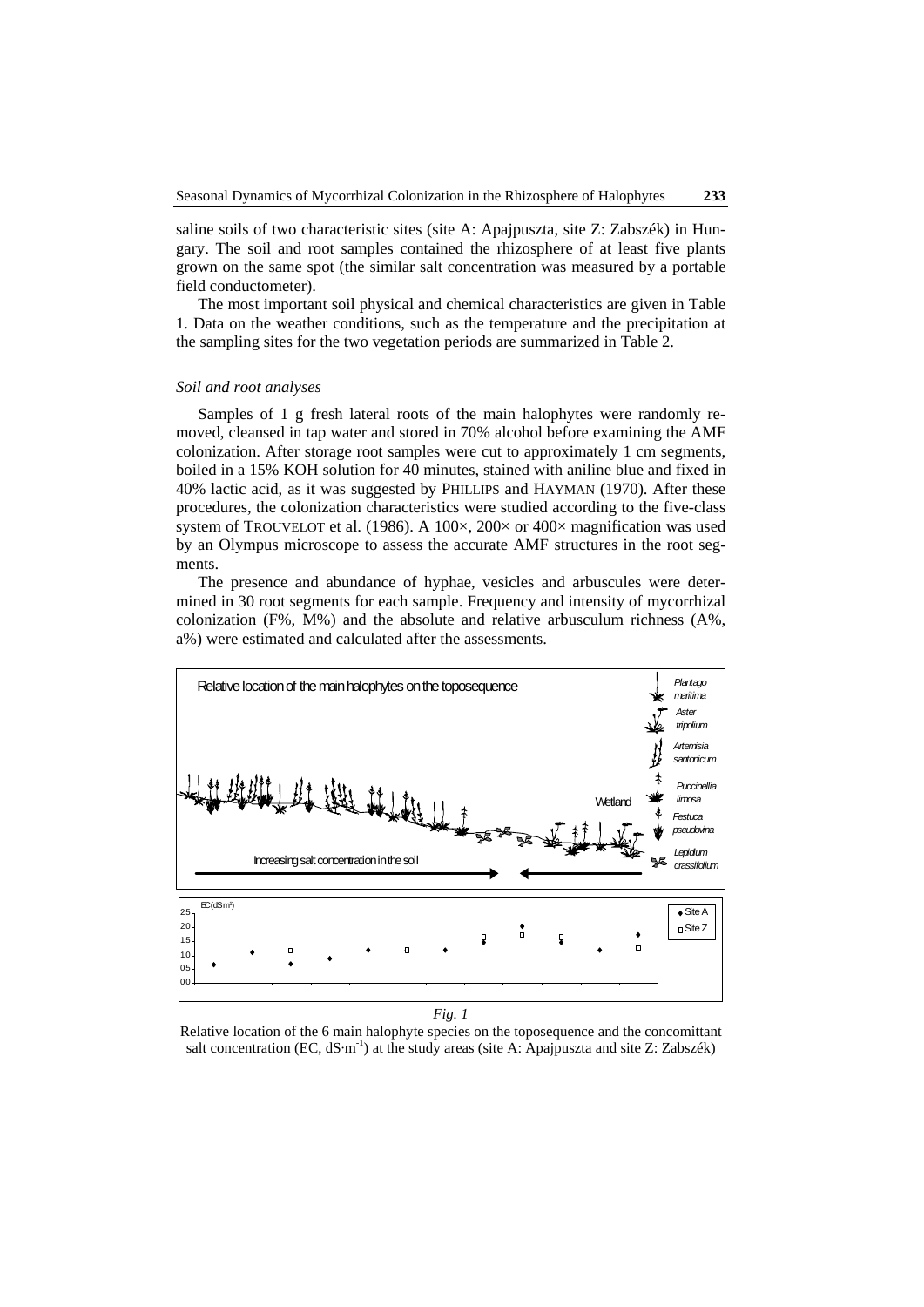saline soils of two characteristic sites (site A: Apajpuszta, site Z: Zabszék) in Hungary. The soil and root samples contained the rhizosphere of at least five plants grown on the same spot (the similar salt concentration was measured by a portable field conductometer).

The most important soil physical and chemical characteristics are given in Table 1. Data on the weather conditions, such as the temperature and the precipitation at the sampling sites for the two vegetation periods are summarized in Table 2.

### *Soil and root analyses*

Samples of 1 g fresh lateral roots of the main halophytes were randomly removed, cleansed in tap water and stored in 70% alcohol before examining the AMF colonization. After storage root samples were cut to approximately 1 cm segments, boiled in a 15% KOH solution for 40 minutes, stained with aniline blue and fixed in 40% lactic acid, as it was suggested by PHILLIPS and HAYMAN (1970). After these procedures, the colonization characteristics were studied according to the five-class system of TROUVELOT et al. (1986). A 100×, 200× or 400× magnification was used by an Olympus microscope to assess the accurate AMF structures in the root segments.

The presence and abundance of hyphae, vesicles and arbuscules were determined in 30 root segments for each sample. Frequency and intensity of mycorrhizal colonization (F%, M%) and the absolute and relative arbusculum richness (A%, a%) were estimated and calculated after the assessments.

*Fig. 1*

Relative location of the 6 main halophyte species on the toposequence and the concomittant salt concentration (EC, $dS{\cdot}m^{-1}$) at the study areas (site A: Apajpuszta and site Z: Zabszék)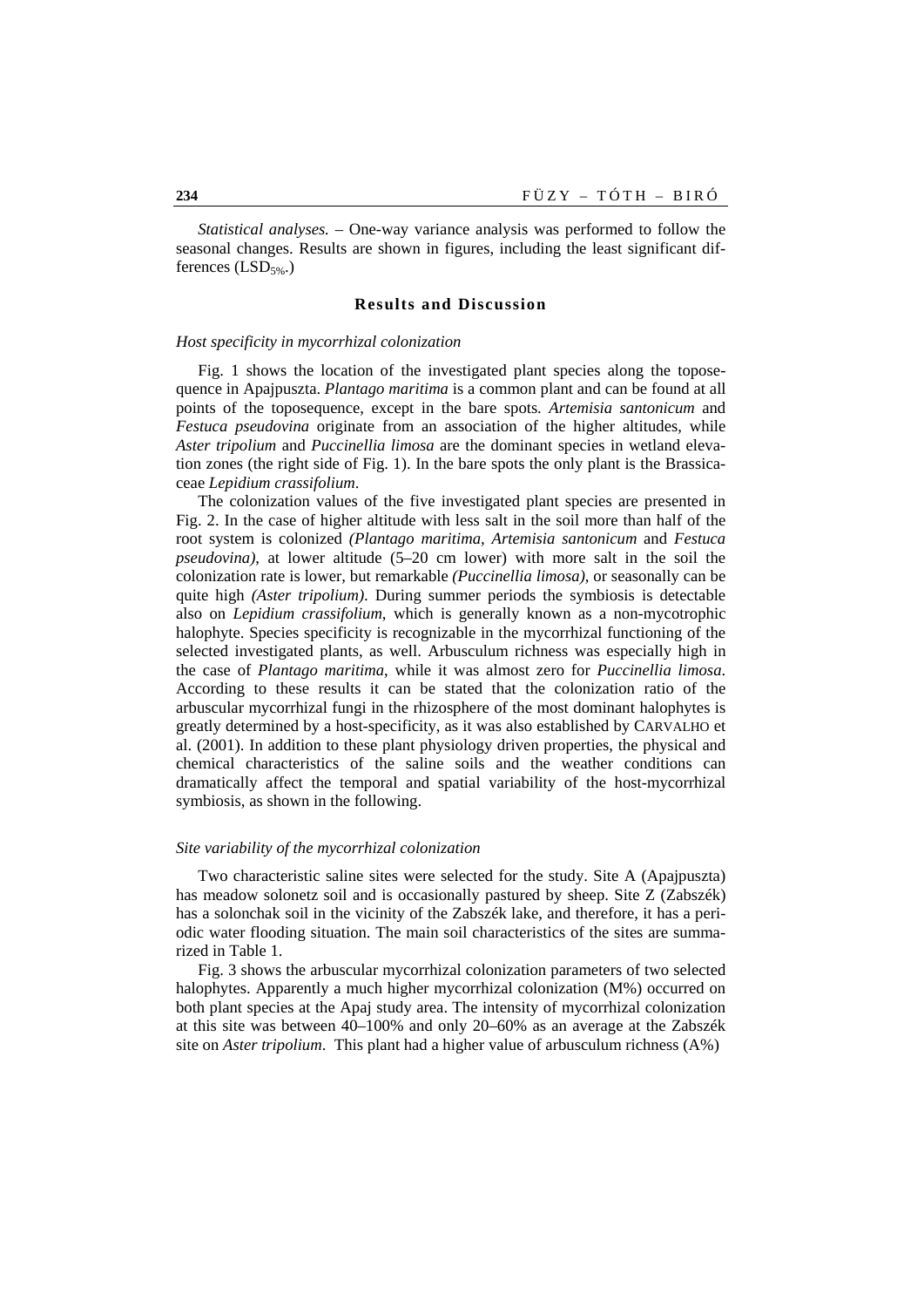*Statistical analyses.* – One-way variance analysis was performed to follow the seasonal changes. Results are shown in figures, including the least significant differences ($LSD_{5\%}$.)

## Results and Discussion

### *Host specificity in mycorrhizal colonization*

Fig. 1 shows the location of the investigated plant species along the toposequence in Apajpuszta. *Plantago maritima* is a common plant and can be found at all points of the toposequence, except in the bare spots. *Artemisia santonicum* and *Festuca pseudovina* originate from an association of the higher altitudes, while *Aster tripolium* and *Puccinellia limosa* are the dominant species in wetland elevation zones (the right side of Fig. 1). In the bare spots the only plant is the Brassicaceae *Lepidium crassifolium*.

The colonization values of the five investigated plant species are presented in Fig. 2. In the case of higher altitude with less salt in the soil more than half of the root system is colonized *(Plantago maritima, Artemisia santonicum* and *Festuca pseudovina)*, at lower altitude (5–20 cm lower) with more salt in the soil the colonization rate is lower, but remarkable *(Puccinellia limosa)*, or seasonally can be quite high *(Aster tripolium)*. During summer periods the symbiosis is detectable also on *Lepidium crassifolium*, which is generally known as a non-mycotrophic halophyte. Species specificity is recognizable in the mycorrhizal functioning of the selected investigated plants, as well. Arbusculum richness was especially high in the case of *Plantago maritima*, while it was almost zero for *Puccinellia limosa*. According to these results it can be stated that the colonization ratio of the arbuscular mycorrhizal fungi in the rhizosphere of the most dominant halophytes is greatly determined by a host-specificity, as it was also established by CARVALHO et al. (2001). In addition to these plant physiology driven properties, the physical and chemical characteristics of the saline soils and the weather conditions can dramatically affect the temporal and spatial variability of the host-mycorrhizal symbiosis, as shown in the following.

### *Site variability of the mycorrhizal colonization*

Two characteristic saline sites were selected for the study. Site A (Apajpuszta) has meadow solonetz soil and is occasionally pastured by sheep. Site Z (Zabszék) has a solonchak soil in the vicinity of the Zabszék lake, and therefore, it has a periodic water flooding situation. The main soil characteristics of the sites are summarized in Table 1.

Fig. 3 shows the arbuscular mycorrhizal colonization parameters of two selected halophytes. Apparently a much higher mycorrhizal colonization (M%) occurred on both plant species at the Apaj study area. The intensity of mycorrhizal colonization at this site was between 40–100% and only 20–60% as an average at the Zabszék site on *Aster tripolium*. This plant had a higher value of arbusculum richness (A%)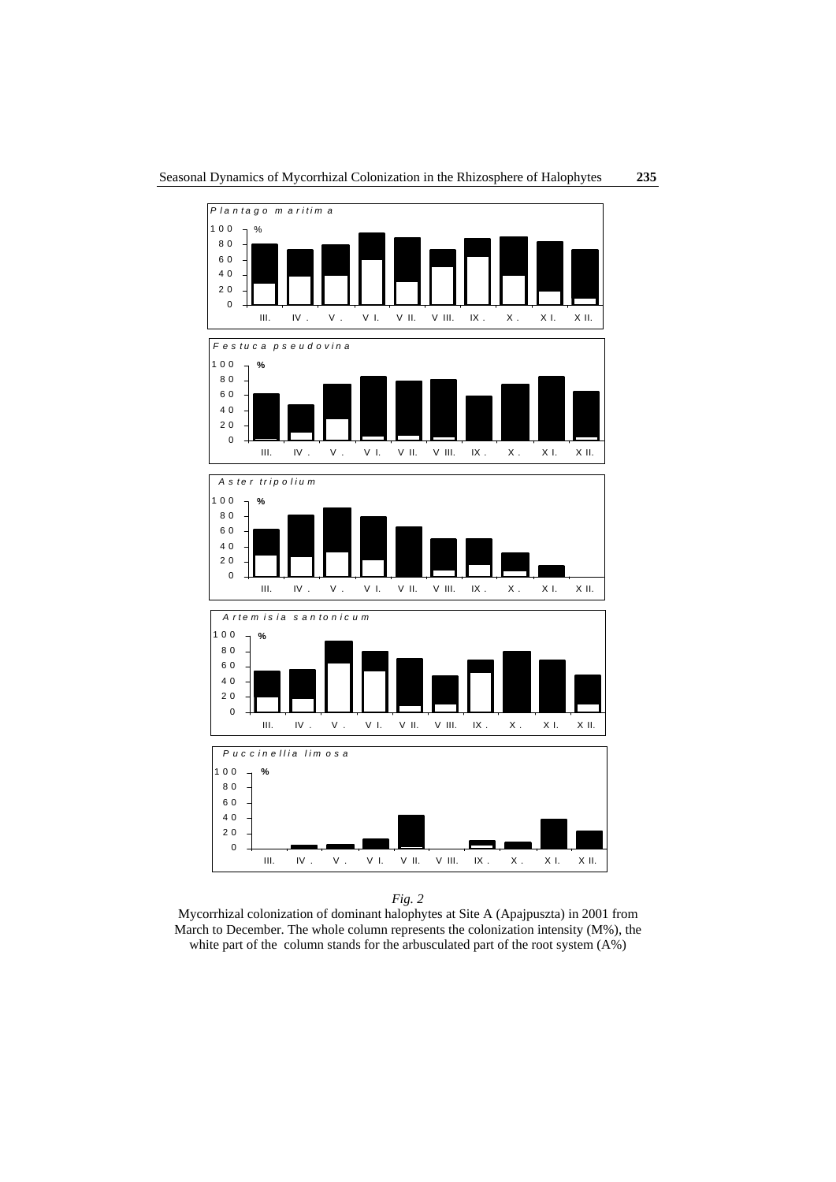*Fig. 2*

Mycorrhizal colonization of dominant halophytes at Site A (Apajpuszta) in 2001 from March to December. The whole column represents the colonization intensity (M%), the white part of the column stands for the arbusculated part of the root system (A%)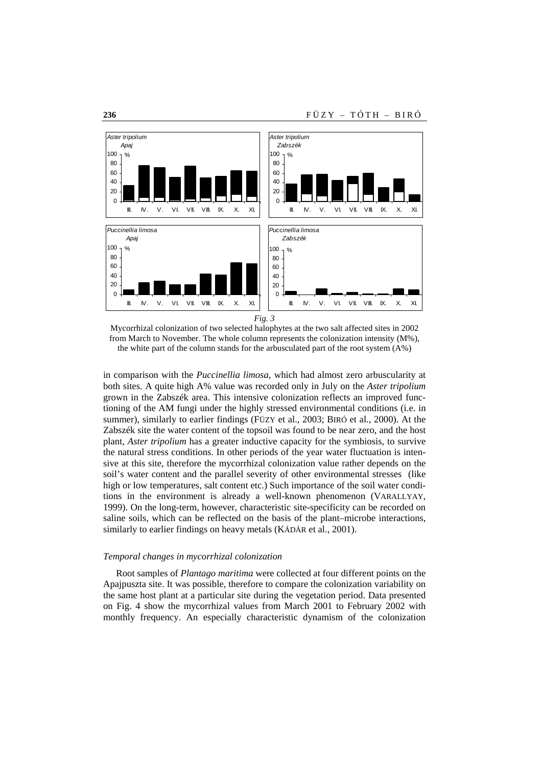*Fig. 3*

Mycorrhizal colonization of two selected halophytes at the two salt affected sites in 2002 from March to November. The whole column represents the colonization intensity (M%), the white part of the column stands for the arbusculated part of the root system (A%)

in comparison with the *Puccinellia limosa*, which had almost zero arbuscularity at both sites. A quite high A% value was recorded only in July on the *Aster tripolium* grown in the Zabszék area. This intensive colonization reflects an improved functioning of the AM fungi under the highly stressed environmental conditions (i.e. in summer), similarly to earlier findings (FÜZY et al., 2003; BIRÓ et al., 2000). At the Zabszék site the water content of the topsoil was found to be near zero, and the host plant, *Aster tripolium* has a greater inductive capacity for the symbiosis, to survive the natural stress conditions. In other periods of the year water fluctuation is intensive at this site, therefore the mycorrhizal colonization value rather depends on the soil's water content and the parallel severity of other environmental stresses (like high or low temperatures, salt content etc.) Such importance of the soil water conditions in the environment is already a well-known phenomenon (VARALLYAY, 1999). On the long-term, however, characteristic site-specificity can be recorded on saline soils, which can be reflected on the basis of the plant–microbe interactions, similarly to earlier findings on heavy metals (KÁDÁR et al., 2001).

### *Temporal changes in mycorrhizal colonization*

Root samples of *Plantago maritima* were collected at four different points on the Apajpuszta site. It was possible, therefore to compare the colonization variability on the same host plant at a particular site during the vegetation period. Data presented on Fig. 4 show the mycorrhizal values from March 2001 to February 2002 with monthly frequency. An especially characteristic dynamism of the colonization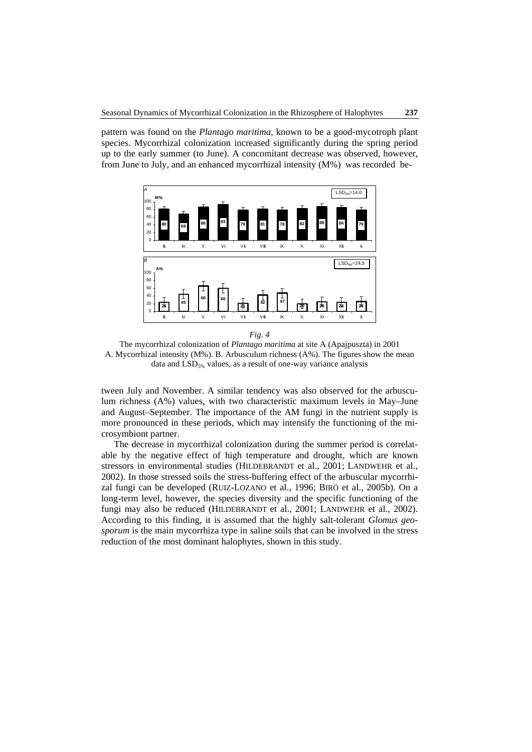pattern was found on the *Plantago maritima*, known to be a good-mycotroph plant species. Mycorrhizal colonization increased significantly during the spring period up to the early summer (to June). A concomitant decrease was observed, however, from June to July, and an enhanced mycorrhizal intensity (M%) was recorded between July and November. A similar tendency was also observed for the arbusculum richness (A%) values, with two characteristic maximum levels in May–June and August–September. The importance of the AM fungi in the nutrient supply is more pronounced in these periods, which may intensify the functioning of the microsymbiont partner.

*Fig. 4*

The mycorrhizal colonization of *Plantago maritima* at site A (Apajpuszta) in 2001
A. Mycorrhizal intensity (M%). B. Arbusculum richness (A%). The figures show the mean data and $LSD_{5\%}$ values, as a result of one-way variance analysis

The decrease in mycorrhizal colonization during the summer period is correlatable by the negative effect of high temperature and drought, which are known stressors in environmental studies (HILDEBRANDT et al., 2001; LANDWEHR et al., 2002). In those stressed soils the stress-buffering effect of the arbuscular mycorrhizal fungi can be developed (RUIZ-LOZANO et al., 1996; BIRÓ et al., 2005b). On a long-term level, however, the species diversity and the specific functioning of the fungi may also be reduced (HILDEBRANDT et al., 2001; LANDWEHR et al., 2002). According to this finding, it is assumed that the highly salt-tolerant *Glomus geosporum* is the main mycorrhiza type in saline soils that can be involved in the stress reduction of the most dominant halophytes, shown in this study.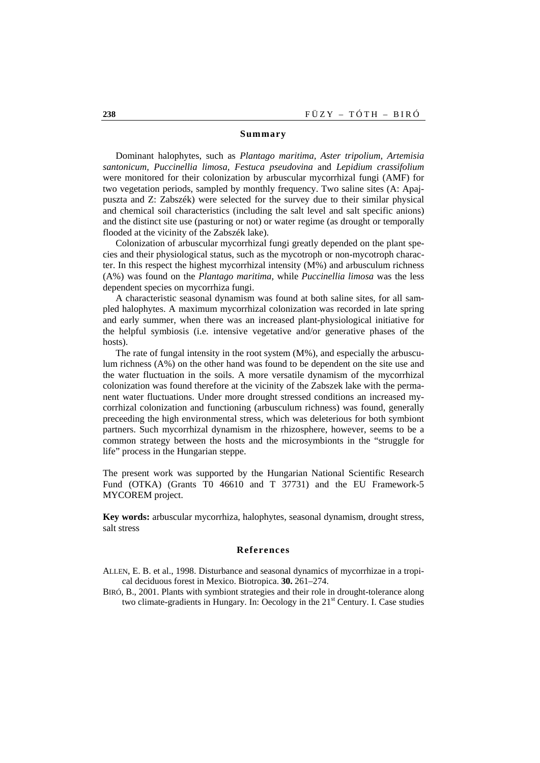## Summary

Dominant halophytes, such as *Plantago maritima, Aster tripolium, Artemisia santonicum, Puccinellia limosa, Festuca pseudovina* and *Lepidium crassifolium* were monitored for their colonization by arbuscular mycorrhizal fungi (AMF) for two vegetation periods, sampled by monthly frequency. Two saline sites (A: Apaj-puszta and Z: Zabszék) were selected for the survey due to their similar physical and chemical soil characteristics (including the salt level and salt specific anions) and the distinct site use (pasturing or not) or water regime (as drought or temporally flooded at the vicinity of the Zabszék lake).

Colonization of arbuscular mycorrhizal fungi greatly depended on the plant species and their physiological status, such as the mycotroph or non-mycotroph character. In this respect the highest mycorrhizal intensity (M%) and arbusculum richness (A%) was found on the *Plantago maritima*, while *Puccinellia limosa* was the less dependent species on mycorrhiza fungi.

A characteristic seasonal dynamism was found at both saline sites, for all sampled halophytes. A maximum mycorrhizal colonization was recorded in late spring and early summer, when there was an increased plant-physiological initiative for the helpful symbiosis (i.e. intensive vegetative and/or generative phases of the hosts).

The rate of fungal intensity in the root system (M%), and especially the arbusculum richness (A%) on the other hand was found to be dependent on the site use and the water fluctuation in the soils. A more versatile dynamism of the mycorrhizal colonization was found therefore at the vicinity of the Zabszek lake with the permanent water fluctuations. Under more drought stressed conditions an increased mycorrhizal colonization and functioning (arbusculum richness) was found, generally preceeding the high environmental stress, which was deleterious for both symbiont partners. Such mycorrhizal dynamism in the rhizosphere, however, seems to be a common strategy between the hosts and the microsymbionts in the "struggle for life" process in the Hungarian steppe.

The present work was supported by the Hungarian National Scientific Research Fund (OTKA) (Grants T0 46610 and T 37731) and the EU Framework-5 MYCOREM project.

**Key words:** arbuscular mycorrhiza, halophytes, seasonal dynamism, drought stress, salt stress

## References

ALLEN, E. B. et al., 1998. Disturbance and seasonal dynamics of mycorrhizae in a tropical deciduous forest in Mexico. Biotropica. **30.** 261–274.

BIRÓ, B., 2001. Plants with symbiont strategies and their role in drought-tolerance along two climate-gradients in Hungary. In: Oecology in the 21st Century. I. Case studies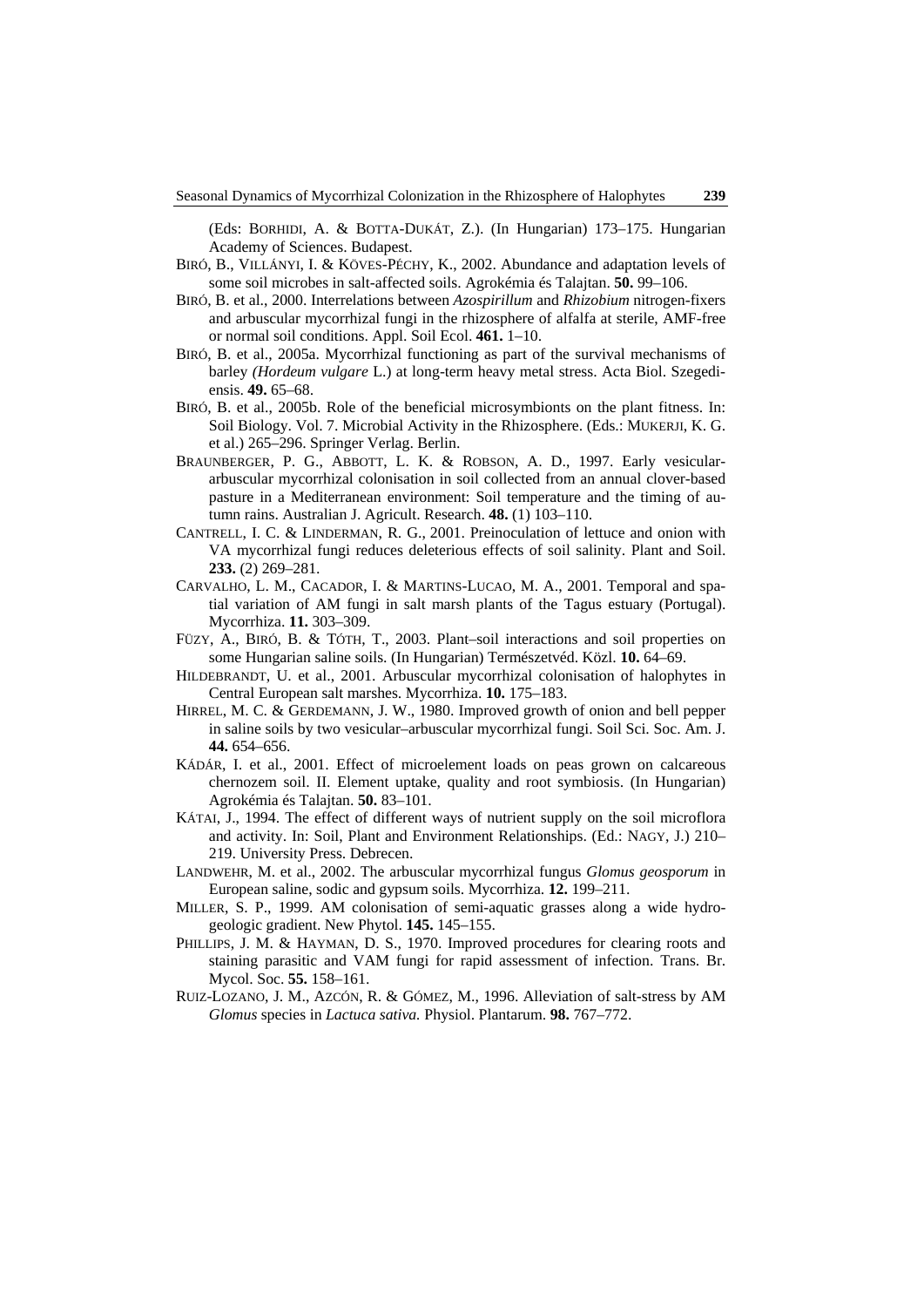(Eds: BORHIDI, A. & BOTTA-DUKÁT, Z.). (In Hungarian) 173–175. Hungarian Academy of Sciences. Budapest.

BIRÓ, B., VILLÁNYI, I. & KÖVES-PÉCHY, K., 2002. Abundance and adaptation levels of some soil microbes in salt-affected soils. Agrokémia és Talajtan. **50.** 99–106.

BIRÓ, B. et al., 2000. Interrelations between *Azospirillum* and *Rhizobium* nitrogen-fixers and arbuscular mycorrhizal fungi in the rhizosphere of alfalfa at sterile, AMF-free or normal soil conditions. Appl. Soil Ecol. **461.** 1–10.

BIRÓ, B. et al., 2005a. Mycorrhizal functioning as part of the survival mechanisms of barley *(Hordeum vulgare* L.) at long-term heavy metal stress. Acta Biol. Szegediensis. **49.** 65–68.

BIRÓ, B. et al., 2005b. Role of the beneficial microsymbionts on the plant fitness. In: Soil Biology. Vol. 7. Microbial Activity in the Rhizosphere. (Eds.: MUKERJI, K. G. et al.) 265–296. Springer Verlag. Berlin.

BRAUNBERGER, P. G., ABBOTT, L. K. & ROBSON, A. D., 1997. Early vesicular-arbuscular mycorrhizal colonisation in soil collected from an annual clover-based pasture in a Mediterranean environment: Soil temperature and the timing of autumn rains. Australian J. Agricult. Research. **48.** (1) 103–110.

CANTRELL, I. C. & LINDERMAN, R. G., 2001. Preinoculation of lettuce and onion with VA mycorrhizal fungi reduces deleterious effects of soil salinity. Plant and Soil. **233.** (2) 269–281.

CARVALHO, L. M., CACADOR, I. & MARTINS-LUCAO, M. A., 2001. Temporal and spatial variation of AM fungi in salt marsh plants of the Tagus estuary (Portugal). Mycorrhiza. **11.** 303–309.

FÜZY, A., BIRÓ, B. & TÓTH, T., 2003. Plant–soil interactions and soil properties on some Hungarian saline soils. (In Hungarian) Természetvéd. Közl. **10.** 64–69.

HILDEBRANDT, U. et al., 2001. Arbuscular mycorrhizal colonisation of halophytes in Central European salt marshes. Mycorrhiza. **10.** 175–183.

HIRREL, M. C. & GERDEMANN, J. W., 1980. Improved growth of onion and bell pepper in saline soils by two vesicular–arbuscular mycorrhizal fungi. Soil Sci. Soc. Am. J. **44.** 654–656.

KÁDÁR, I. et al., 2001. Effect of microelement loads on peas grown on calcareous chernozem soil. II. Element uptake, quality and root symbiosis. (In Hungarian) Agrokémia és Talajtan. **50.** 83–101.

KÁTAI, J., 1994. The effect of different ways of nutrient supply on the soil microflora and activity. In: Soil, Plant and Environment Relationships. (Ed.: NAGY, J.) 210–219. University Press. Debrecen.

LANDWEHR, M. et al., 2002. The arbuscular mycorrhizal fungus *Glomus geosporum* in European saline, sodic and gypsum soils. Mycorrhiza. **12.** 199–211.

MILLER, S. P., 1999. AM colonisation of semi-aquatic grasses along a wide hydrogeologic gradient. New Phytol. **145.** 145–155.

PHILLIPS, J. M. & HAYMAN, D. S., 1970. Improved procedures for clearing roots and staining parasitic and VAM fungi for rapid assessment of infection. Trans. Br. Mycol. Soc. **55.** 158–161.

RUIZ-LOZANO, J. M., AZCÓN, R. & GÓMEZ, M., 1996. Alleviation of salt-stress by AM *Glomus* species in *Lactuca sativa.* Physiol. Plantarum. **98.** 767–772.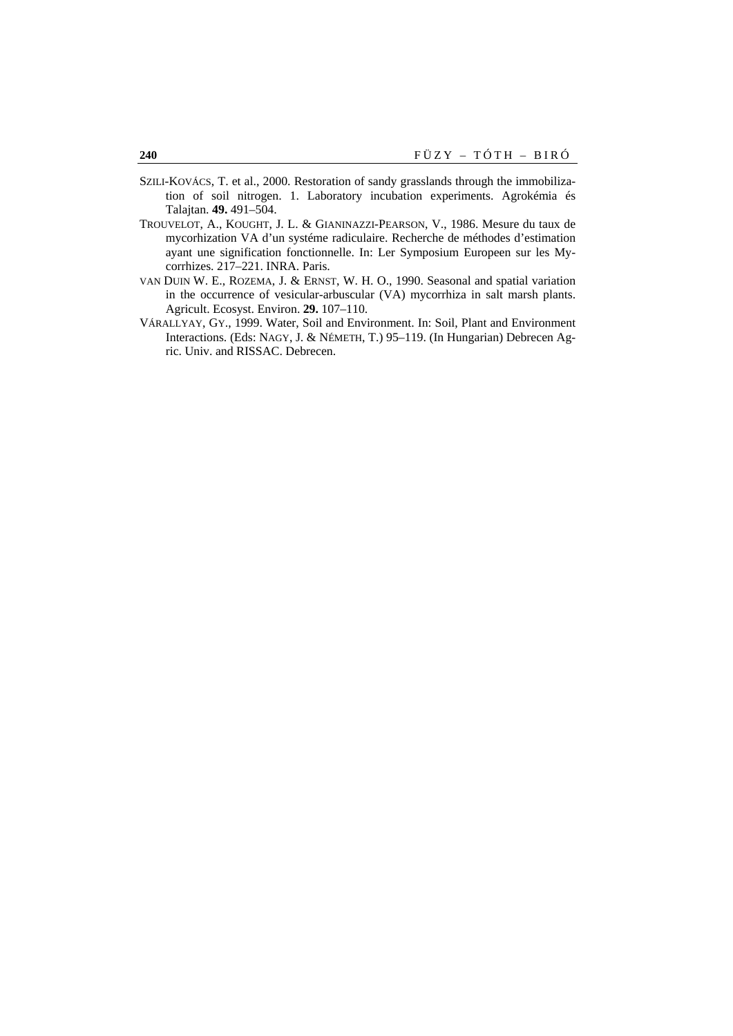SZILI-KOVÁCS, T. et al., 2000. Restoration of sandy grasslands through the immobilization of soil nitrogen. 1. Laboratory incubation experiments. Agrokémia és Talajtan. **49.** 491–504.

TROUVELOT, A., KOUGHT, J. L. & GIANINAZZI-PEARSON, V., 1986. Mesure du taux de mycorhization VA d'un systéme radiculaire. Recherche de méthodes d'estimation ayant une signification fonctionnelle. In: Ler Symposium Europeen sur les Mycorrhizes. 217–221. INRA. Paris.

VAN DUIN W. E., ROZEMA, J. & ERNST, W. H. O., 1990. Seasonal and spatial variation in the occurrence of vesicular-arbuscular (VA) mycorrhiza in salt marsh plants. Agricult. Ecosyst. Environ. **29.** 107–110.

VÁRALLYAY, GY., 1999. Water, Soil and Environment. In: Soil, Plant and Environment Interactions. (Eds: NAGY, J. & NÉMETH, T.) 95–119. (In Hungarian) Debrecen Agric. Univ. and RISSAC. Debrecen.